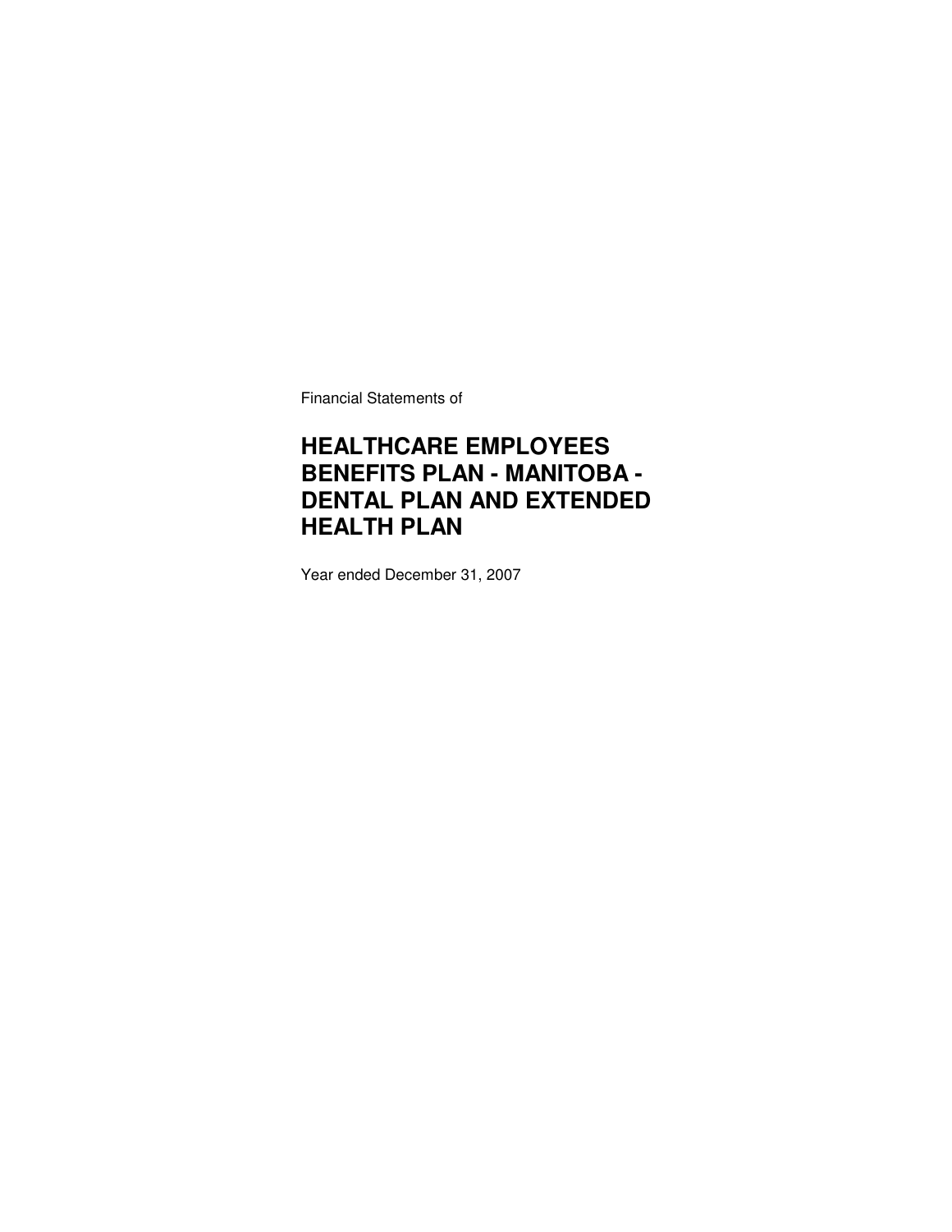Financial Statements of

# HEALTHCARE EMPLOYEES BENEFITS PLAN - MANITOBA - DENTAL PLAN AND EXTENDED HEALTH PLAN

Year ended December 31, 2007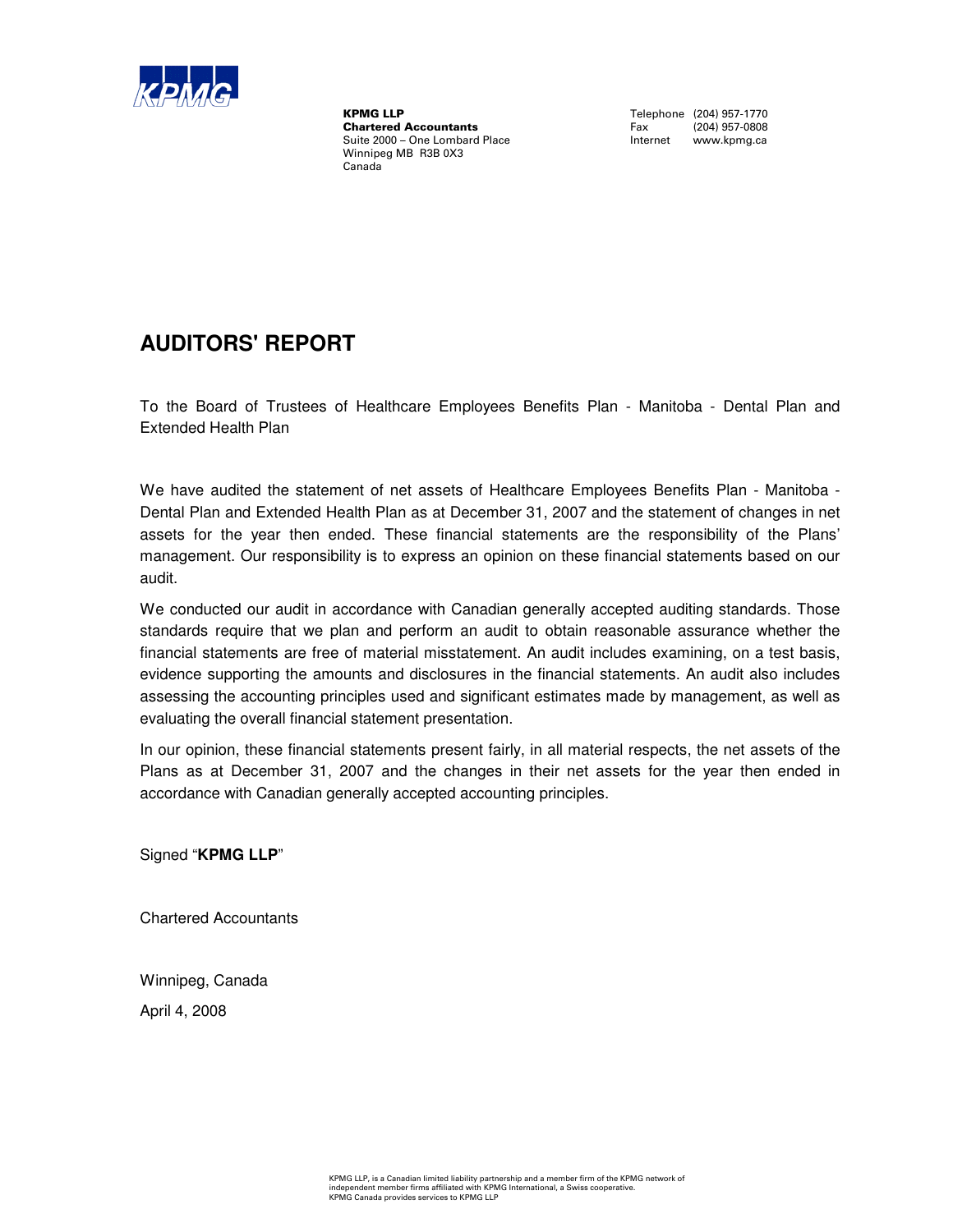KPMG LLP
**Chartered Accountants**
Suite 2000 – One Lombard Place
Winnipeg MB R3B 0X3
Canada

Telephone (204) 957-1770
Fax (204) 957-0808
Internet www.kpmg.ca

# AUDITORS' REPORT

To the Board of Trustees of Healthcare Employees Benefits Plan - Manitoba - Dental Plan and Extended Health Plan

We have audited the statement of net assets of Healthcare Employees Benefits Plan - Manitoba - Dental Plan and Extended Health Plan as at December 31, 2007 and the statement of changes in net assets for the year then ended. These financial statements are the responsibility of the Plans' management. Our responsibility is to express an opinion on these financial statements based on our audit.

We conducted our audit in accordance with Canadian generally accepted auditing standards. Those standards require that we plan and perform an audit to obtain reasonable assurance whether the financial statements are free of material misstatement. An audit includes examining, on a test basis, evidence supporting the amounts and disclosures in the financial statements. An audit also includes assessing the accounting principles used and significant estimates made by management, as well as evaluating the overall financial statement presentation.

In our opinion, these financial statements present fairly, in all material respects, the net assets of the Plans as at December 31, 2007 and the changes in their net assets for the year then ended in accordance with Canadian generally accepted accounting principles.

Signed "**KPMG LLP**"

Chartered Accountants

Winnipeg, Canada

April 4, 2008

KPMG LLP, is a Canadian limited liability partnership and a member firm of the KPMG network of independent member firms affiliated with KPMG International, a Swiss cooperative.
KPMG Canada provides services to KPMG LLP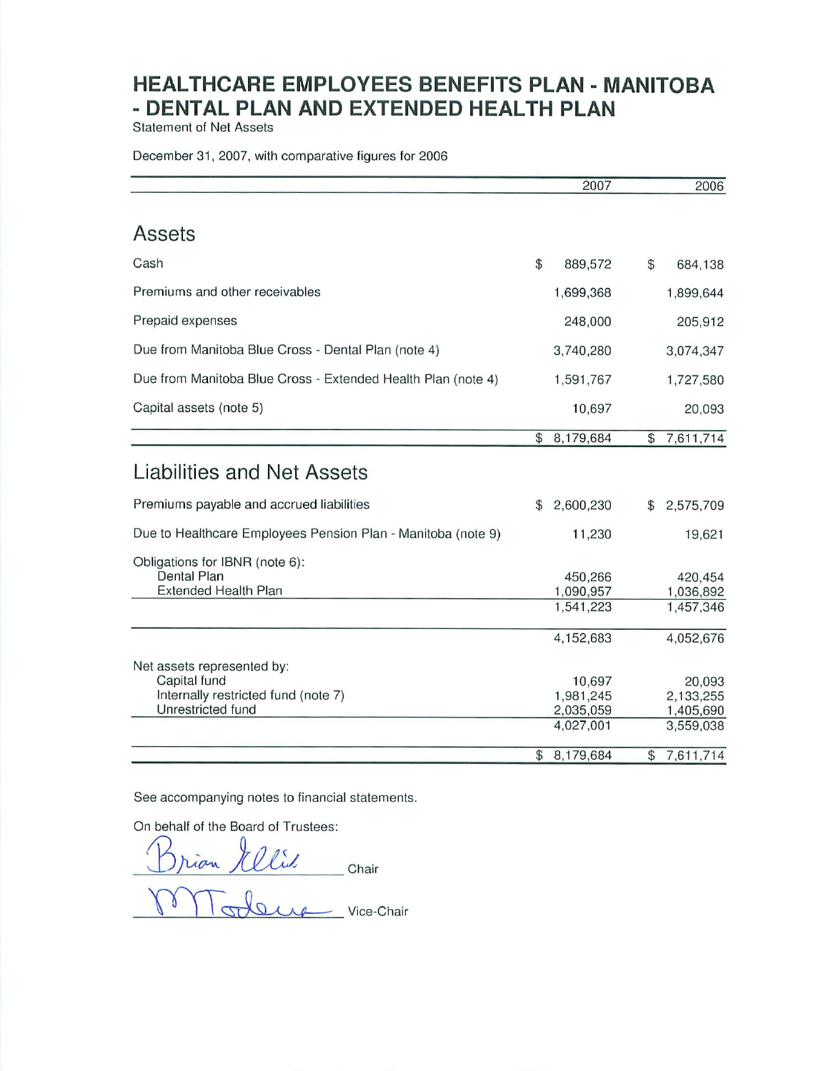# HEALTHCARE EMPLOYEES BENEFITS PLAN - MANITOBA - DENTAL PLAN AND EXTENDED HEALTH PLAN

Statement of Net Assets

December 31, 2007, with comparative figures for 2006

| | 2007 | 2006 |
|---|---|---|
| **Assets** | | |
| Cash | $ 889,572 | $ 684,138 |
| Premiums and other receivables | 1,699,368 | 1,899,644 |
| Prepaid expenses | 248,000 | 205,912 |
| Due from Manitoba Blue Cross - Dental Plan (note 4) | 3,740,280 | 3,074,347 |
| Due from Manitoba Blue Cross - Extended Health Plan (note 4) | 1,591,767 | 1,727,580 |
| Capital assets (note 5) | 10,697 | 20,093 |
| | $ 8,179,684 | $ 7,611,714 |
| **Liabilities and Net Assets** | | |
| Premiums payable and accrued liabilities | $ 2,600,230 | $ 2,575,709 |
| Due to Healthcare Employees Pension Plan - Manitoba (note 9) | 11,230 | 19,621 |
| Obligations for IBNR (note 6): | | |
| Dental Plan | 450,266 | 420,454 |
| Extended Health Plan | 1,090,957 | 1,036,892 |
| | 1,541,223 | 1,457,346 |
| | 4,152,683 | 4,052,676 |
| Net assets represented by: | | |
| Capital fund | 10,697 | 20,093 |
| Internally restricted fund (note 7) | 1,981,245 | 2,133,255 |
| Unrestricted fund | 2,035,059 | 1,405,690 |
| | 4,027,001 | 3,559,038 |
| | $ 8,179,684 | $ 7,611,714 |

See accompanying notes to financial statements.

On behalf of the Board of Trustees:

Brian Ellis Chair

M Toderre Vice-Chair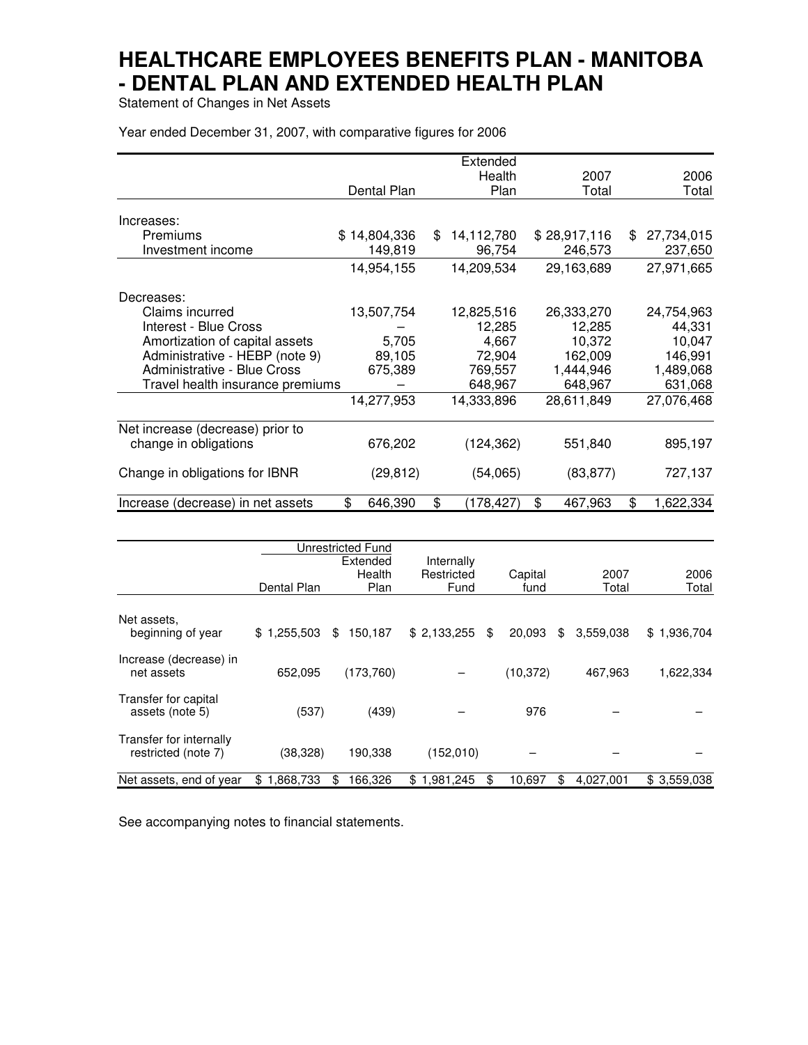# HEALTHCARE EMPLOYEES BENEFITS PLAN - MANITOBA - DENTAL PLAN AND EXTENDED HEALTH PLAN

Statement of Changes in Net Assets

Year ended December 31, 2007, with comparative figures for 2006

| | Dental Plan | Extended Health Plan | 2007 Total | 2006 Total |
|---|---|---|---|---|
| Increases: | | | | |
| Premiums | $ 14,804,336 | $ 14,112,780 | $ 28,917,116 | $ 27,734,015 |
| Investment income | 149,819 | 96,754 | 246,573 | 237,650 |
| | 14,954,155 | 14,209,534 | 29,163,689 | 27,971,665 |
| Decreases: | | | | |
| Claims incurred | 13,507,754 | 12,825,516 | 26,333,270 | 24,754,963 |
| Interest - Blue Cross | – | 12,285 | 12,285 | 44,331 |
| Amortization of capital assets | 5,705 | 4,667 | 10,372 | 10,047 |
| Administrative - HEBP (note 9) | 89,105 | 72,904 | 162,009 | 146,991 |
| Administrative - Blue Cross | 675,389 | 769,557 | 1,444,946 | 1,489,068 |
| Travel health insurance premiums | – | 648,967 | 648,967 | 631,068 |
| | 14,277,953 | 14,333,896 | 28,611,849 | 27,076,468 |
| Net increase (decrease) prior to change in obligations | 676,202 | (124,362) | 551,840 | 895,197 |
| Change in obligations for IBNR | (29,812) | (54,065) | (83,877) | 727,137 |
| Increase (decrease) in net assets | $ 646,390 | $ (178,427) | $ 467,963 | $ 1,622,334 |

| | Unrestricted Fund | | | | | |
|---|---|---|---|---|---|---|
| | Dental Plan | Extended Health Plan | Internally Restricted Fund | Capital fund | 2007 Total | 2006 Total |
| Net assets, beginning of year | $ 1,255,503 | $ 150,187 | $ 2,133,255 | $ 20,093 | $ 3,559,038 | $ 1,936,704 |
| Increase (decrease) in net assets | 652,095 | (173,760) | – | (10,372) | 467,963 | 1,622,334 |
| Transfer for capital assets (note 5) | (537) | (439) | – | 976 | – | – |
| Transfer for internally restricted (note 7) | (38,328) | 190,338 | (152,010) | – | – | – |
| Net assets, end of year | $ 1,868,733 | $ 166,326 | $ 1,981,245 | $ 10,697 | $ 4,027,001 | $ 3,559,038 |

See accompanying notes to financial statements.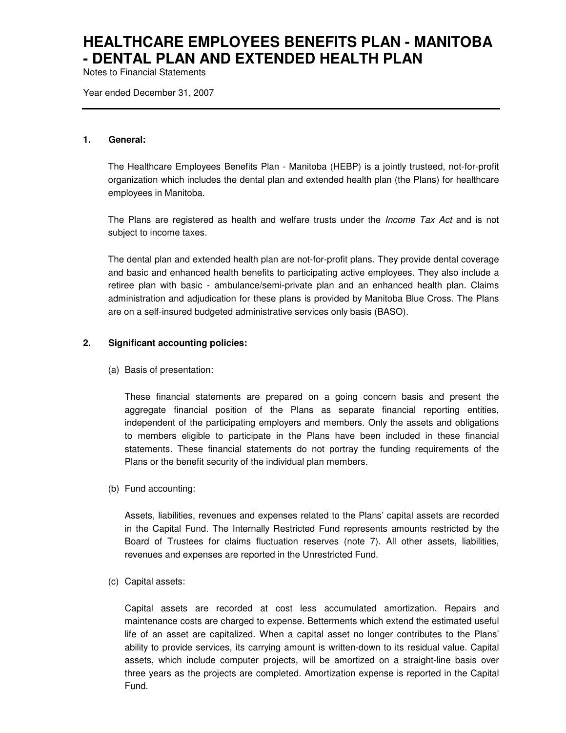# HEALTHCARE EMPLOYEES BENEFITS PLAN - MANITOBA - DENTAL PLAN AND EXTENDED HEALTH PLAN

Notes to Financial Statements

Year ended December 31, 2007

**1. General:**

The Healthcare Employees Benefits Plan - Manitoba (HEBP) is a jointly trusteed, not-for-profit organization which includes the dental plan and extended health plan (the Plans) for healthcare employees in Manitoba.

The Plans are registered as health and welfare trusts under the *Income Tax Act* and is not subject to income taxes.

The dental plan and extended health plan are not-for-profit plans. They provide dental coverage and basic and enhanced health benefits to participating active employees. They also include a retiree plan with basic - ambulance/semi-private plan and an enhanced health plan. Claims administration and adjudication for these plans is provided by Manitoba Blue Cross. The Plans are on a self-insured budgeted administrative services only basis (BASO).

**2. Significant accounting policies:**

(a) Basis of presentation:

These financial statements are prepared on a going concern basis and present the aggregate financial position of the Plans as separate financial reporting entities, independent of the participating employers and members. Only the assets and obligations to members eligible to participate in the Plans have been included in these financial statements. These financial statements do not portray the funding requirements of the Plans or the benefit security of the individual plan members.

(b) Fund accounting:

Assets, liabilities, revenues and expenses related to the Plans' capital assets are recorded in the Capital Fund. The Internally Restricted Fund represents amounts restricted by the Board of Trustees for claims fluctuation reserves (note 7). All other assets, liabilities, revenues and expenses are reported in the Unrestricted Fund.

(c) Capital assets:

Capital assets are recorded at cost less accumulated amortization. Repairs and maintenance costs are charged to expense. Betterments which extend the estimated useful life of an asset are capitalized. When a capital asset no longer contributes to the Plans' ability to provide services, its carrying amount is written-down to its residual value. Capital assets, which include computer projects, will be amortized on a straight-line basis over three years as the projects are completed. Amortization expense is reported in the Capital Fund.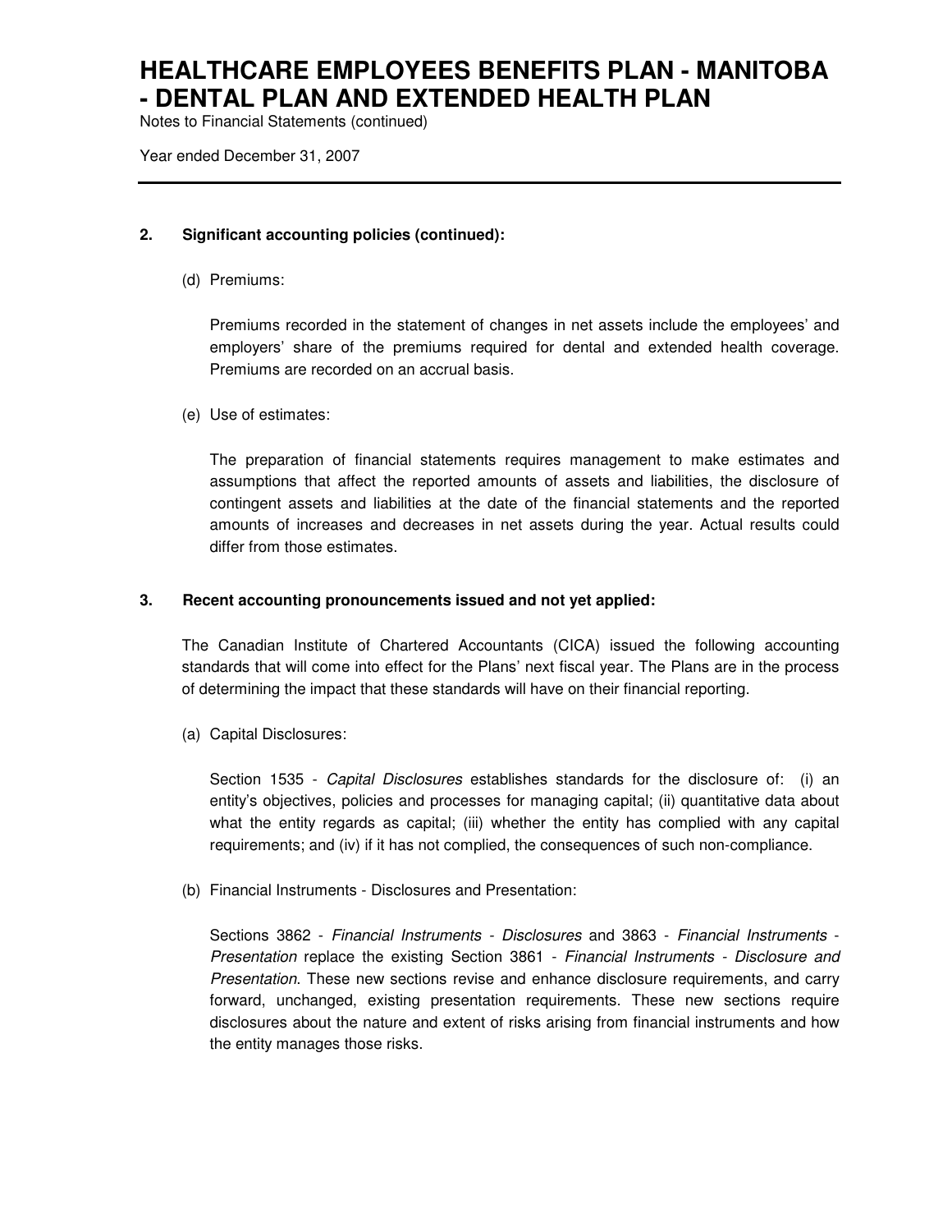**2. Significant accounting policies (continued):**

(d) Premiums:

Premiums recorded in the statement of changes in net assets include the employees' and employers' share of the premiums required for dental and extended health coverage. Premiums are recorded on an accrual basis.

(e) Use of estimates:

The preparation of financial statements requires management to make estimates and assumptions that affect the reported amounts of assets and liabilities, the disclosure of contingent assets and liabilities at the date of the financial statements and the reported amounts of increases and decreases in net assets during the year. Actual results could differ from those estimates.

**3. Recent accounting pronouncements issued and not yet applied:**

The Canadian Institute of Chartered Accountants (CICA) issued the following accounting standards that will come into effect for the Plans' next fiscal year. The Plans are in the process of determining the impact that these standards will have on their financial reporting.

(a) Capital Disclosures:

Section 1535 - *Capital Disclosures* establishes standards for the disclosure of: (i) an entity's objectives, policies and processes for managing capital; (ii) quantitative data about what the entity regards as capital; (iii) whether the entity has complied with any capital requirements; and (iv) if it has not complied, the consequences of such non-compliance.

(b) Financial Instruments - Disclosures and Presentation:

Sections 3862 - *Financial Instruments - Disclosures* and 3863 - *Financial Instruments - Presentation* replace the existing Section 3861 - *Financial Instruments - Disclosure and Presentation*. These new sections revise and enhance disclosure requirements, and carry forward, unchanged, existing presentation requirements. These new sections require disclosures about the nature and extent of risks arising from financial instruments and how the entity manages those risks.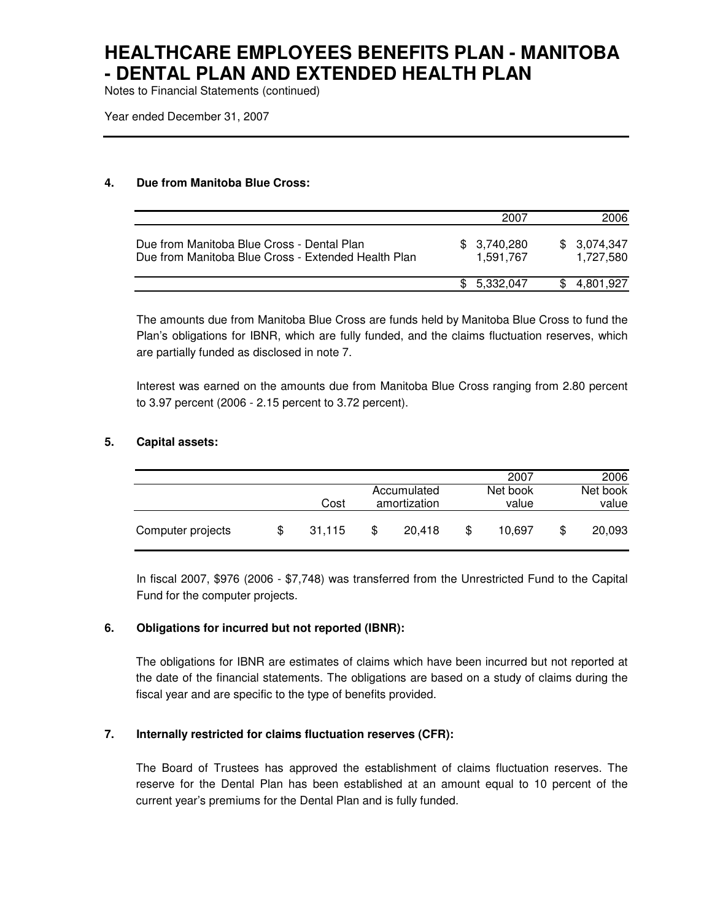#### 4. Due from Manitoba Blue Cross:

| | 2007 | 2006 |
|---|---|---|
| Due from Manitoba Blue Cross - Dental Plan | $ 3,740,280 | $ 3,074,347 |
| Due from Manitoba Blue Cross - Extended Health Plan | 1,591,767 | 1,727,580 |
| | $ 5,332,047 | $ 4,801,927 |

The amounts due from Manitoba Blue Cross are funds held by Manitoba Blue Cross to fund the Plan's obligations for IBNR, which are fully funded, and the claims fluctuation reserves, which are partially funded as disclosed in note 7.

Interest was earned on the amounts due from Manitoba Blue Cross ranging from 2.80 percent to 3.97 percent (2006 - 2.15 percent to 3.72 percent).

#### 5. Capital assets:

| | Cost | Accumulated amortization | 2007 Net book value | 2006 Net book value |
|---|---|---|---|---|
| Computer projects | $ 31,115 | $ 20,418 | $ 10,697 | $ 20,093 |

In fiscal 2007, $976 (2006 - $7,748) was transferred from the Unrestricted Fund to the Capital Fund for the computer projects.

#### 6. Obligations for incurred but not reported (IBNR):

The obligations for IBNR are estimates of claims which have been incurred but not reported at the date of the financial statements. The obligations are based on a study of claims during the fiscal year and are specific to the type of benefits provided.

#### 7. Internally restricted for claims fluctuation reserves (CFR):

The Board of Trustees has approved the establishment of claims fluctuation reserves. The reserve for the Dental Plan has been established at an amount equal to 10 percent of the current year's premiums for the Dental Plan and is fully funded.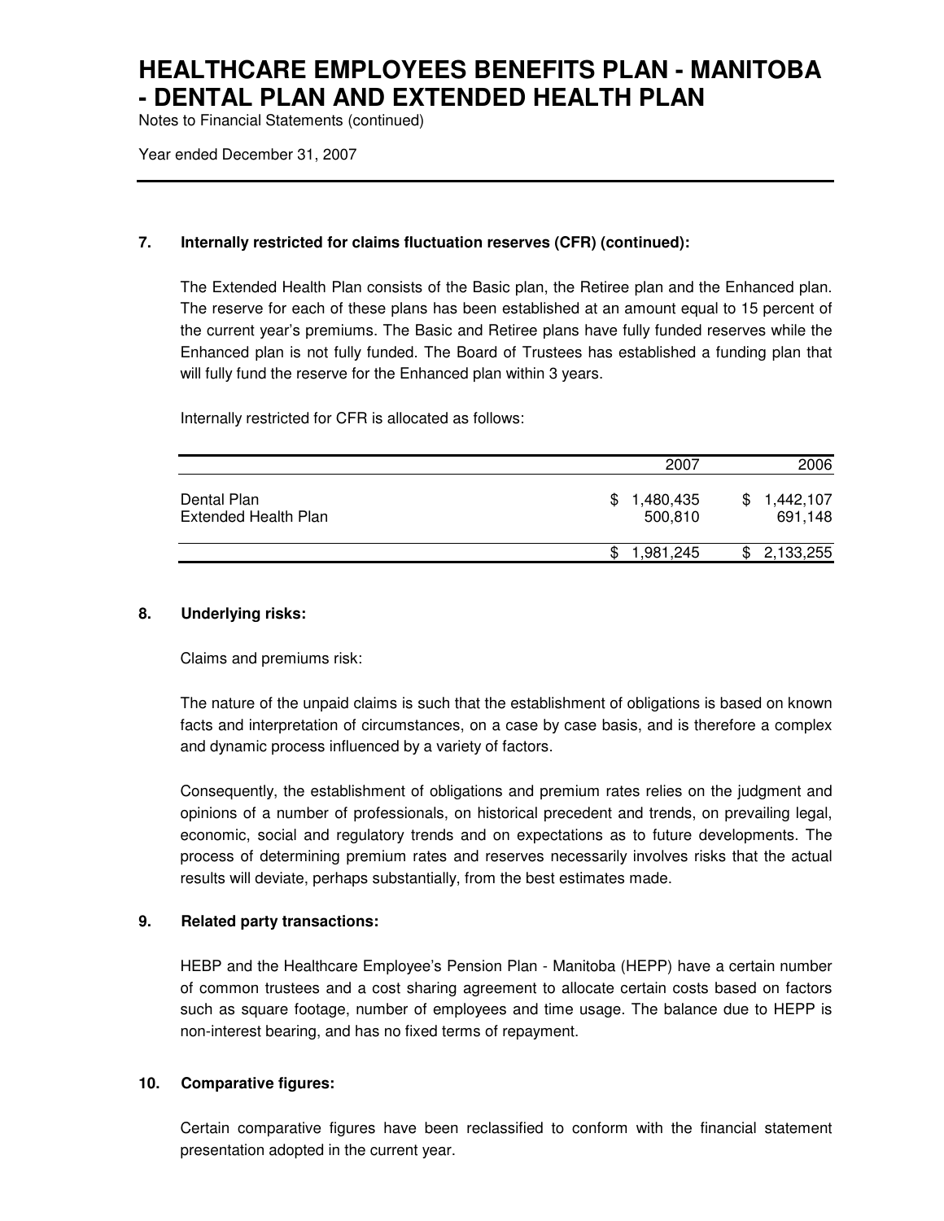### 7. Internally restricted for claims fluctuation reserves (CFR) (continued):

The Extended Health Plan consists of the Basic plan, the Retiree plan and the Enhanced plan. The reserve for each of these plans has been established at an amount equal to 15 percent of the current year's premiums. The Basic and Retiree plans have fully funded reserves while the Enhanced plan is not fully funded. The Board of Trustees has established a funding plan that will fully fund the reserve for the Enhanced plan within 3 years.

Internally restricted for CFR is allocated as follows:

| | 2007 | 2006 |
|---|---|---|
| Dental Plan | $ 1,480,435 | $ 1,442,107 |
| Extended Health Plan | 500,810 | 691,148 |
| | $ 1,981,245 | $ 2,133,255 |

### 8. Underlying risks:

Claims and premiums risk:

The nature of the unpaid claims is such that the establishment of obligations is based on known facts and interpretation of circumstances, on a case by case basis, and is therefore a complex and dynamic process influenced by a variety of factors.

Consequently, the establishment of obligations and premium rates relies on the judgment and opinions of a number of professionals, on historical precedent and trends, on prevailing legal, economic, social and regulatory trends and on expectations as to future developments. The process of determining premium rates and reserves necessarily involves risks that the actual results will deviate, perhaps substantially, from the best estimates made.

### 9. Related party transactions:

HEBP and the Healthcare Employee's Pension Plan - Manitoba (HEPP) have a certain number of common trustees and a cost sharing agreement to allocate certain costs based on factors such as square footage, number of employees and time usage. The balance due to HEPP is non-interest bearing, and has no fixed terms of repayment.

### 10. Comparative figures:

Certain comparative figures have been reclassified to conform with the financial statement presentation adopted in the current year.